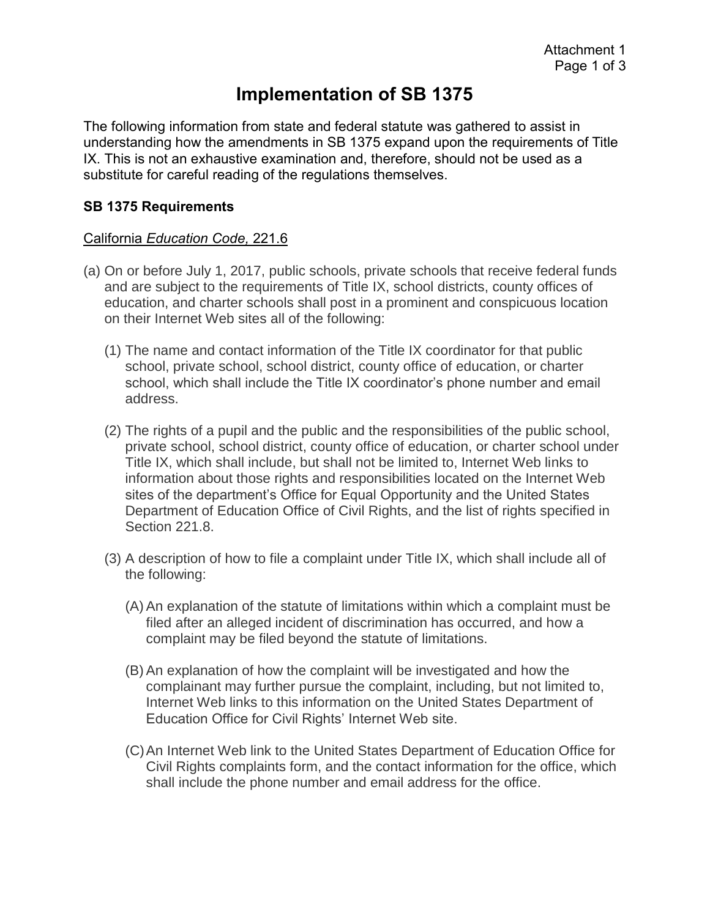# Implementation of SB 1375

The following information from state and federal statute was gathered to assist in understanding how the amendments in SB 1375 expand upon the requirements of Title IX. This is not an exhaustive examination and, therefore, should not be used as a substitute for careful reading of the regulations themselves.

**SB 1375 Requirements**

California *Education Code,* 221.6

(a) On or before July 1, 2017, public schools, private schools that receive federal funds and are subject to the requirements of Title IX, school districts, county offices of education, and charter schools shall post in a prominent and conspicuous location on their Internet Web sites all of the following:

(1) The name and contact information of the Title IX coordinator for that public school, private school, school district, county office of education, or charter school, which shall include the Title IX coordinator's phone number and email address.

(2) The rights of a pupil and the public and the responsibilities of the public school, private school, school district, county office of education, or charter school under Title IX, which shall include, but shall not be limited to, Internet Web links to information about those rights and responsibilities located on the Internet Web sites of the department's Office for Equal Opportunity and the United States Department of Education Office of Civil Rights, and the list of rights specified in Section 221.8.

(3) A description of how to file a complaint under Title IX, which shall include all of the following:

(A) An explanation of the statute of limitations within which a complaint must be filed after an alleged incident of discrimination has occurred, and how a complaint may be filed beyond the statute of limitations.

(B) An explanation of how the complaint will be investigated and how the complainant may further pursue the complaint, including, but not limited to, Internet Web links to this information on the United States Department of Education Office for Civil Rights' Internet Web site.

(C) An Internet Web link to the United States Department of Education Office for Civil Rights complaints form, and the contact information for the office, which shall include the phone number and email address for the office.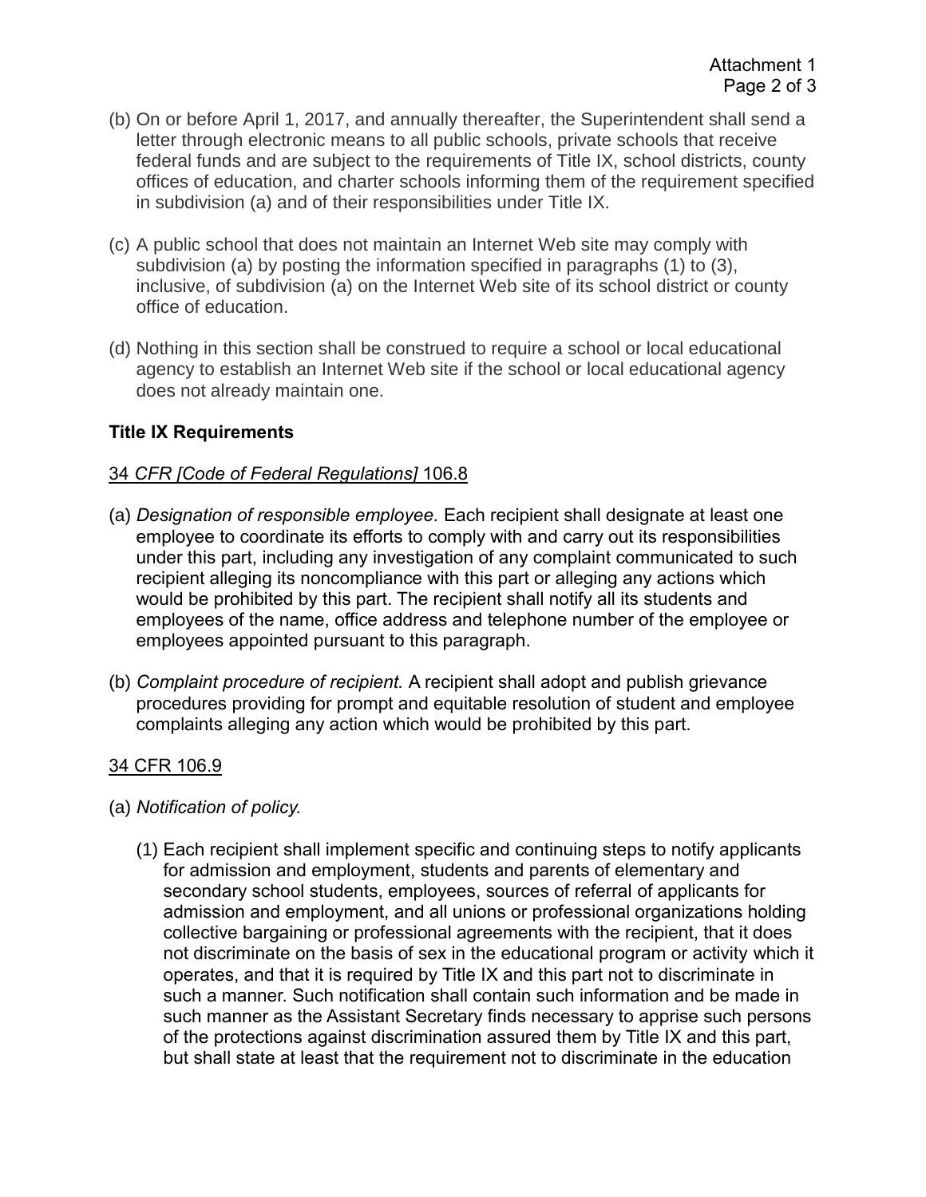(b) On or before April 1, 2017, and annually thereafter, the Superintendent shall send a letter through electronic means to all public schools, private schools that receive federal funds and are subject to the requirements of Title IX, school districts, county offices of education, and charter schools informing them of the requirement specified in subdivision (a) and of their responsibilities under Title IX.

(c) A public school that does not maintain an Internet Web site may comply with subdivision (a) by posting the information specified in paragraphs (1) to (3), inclusive, of subdivision (a) on the Internet Web site of its school district or county office of education.

(d) Nothing in this section shall be construed to require a school or local educational agency to establish an Internet Web site if the school or local educational agency does not already maintain one.

**Title IX Requirements**

<u>34 *CFR [Code of Federal Regulations]* 106.8</u>

(a) *Designation of responsible employee.* Each recipient shall designate at least one employee to coordinate its efforts to comply with and carry out its responsibilities under this part, including any investigation of any complaint communicated to such recipient alleging its noncompliance with this part or alleging any actions which would be prohibited by this part. The recipient shall notify all its students and employees of the name, office address and telephone number of the employee or employees appointed pursuant to this paragraph.

(b) *Complaint procedure of recipient.* A recipient shall adopt and publish grievance procedures providing for prompt and equitable resolution of student and employee complaints alleging any action which would be prohibited by this part.

<u>34 CFR 106.9</u>

(a) *Notification of policy.*

(1) Each recipient shall implement specific and continuing steps to notify applicants for admission and employment, students and parents of elementary and secondary school students, employees, sources of referral of applicants for admission and employment, and all unions or professional organizations holding collective bargaining or professional agreements with the recipient, that it does not discriminate on the basis of sex in the educational program or activity which it operates, and that it is required by Title IX and this part not to discriminate in such a manner. Such notification shall contain such information and be made in such manner as the Assistant Secretary finds necessary to apprise such persons of the protections against discrimination assured them by Title IX and this part, but shall state at least that the requirement not to discriminate in the education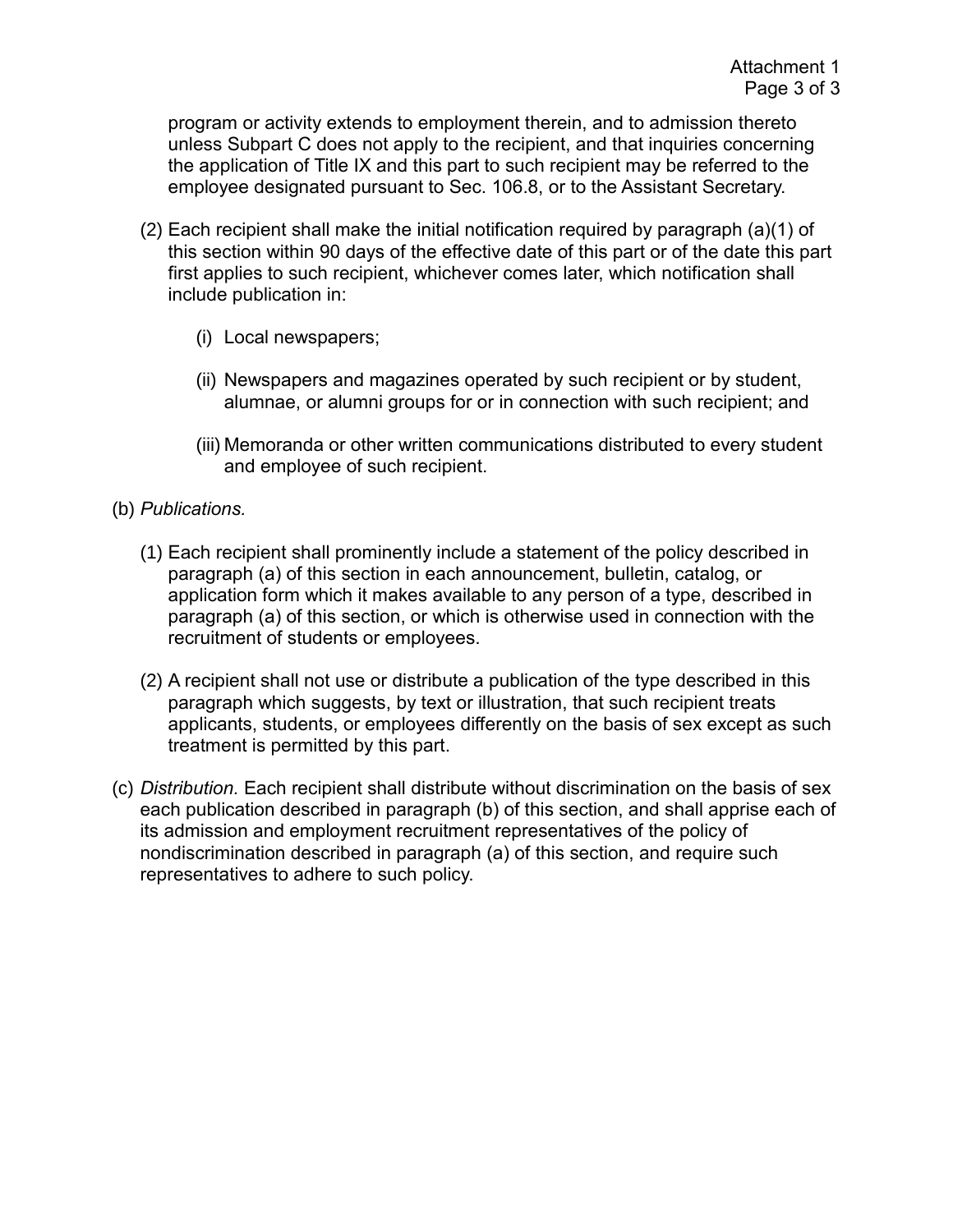program or activity extends to employment therein, and to admission thereto unless Subpart C does not apply to the recipient, and that inquiries concerning the application of Title IX and this part to such recipient may be referred to the employee designated pursuant to Sec. 106.8, or to the Assistant Secretary.

(2) Each recipient shall make the initial notification required by paragraph (a)(1) of this section within 90 days of the effective date of this part or of the date this part first applies to such recipient, whichever comes later, which notification shall include publication in:

(i) Local newspapers;

(ii) Newspapers and magazines operated by such recipient or by student, alumnae, or alumni groups for or in connection with such recipient; and

(iii) Memoranda or other written communications distributed to every student and employee of such recipient.

(b) *Publications.*

(1) Each recipient shall prominently include a statement of the policy described in paragraph (a) of this section in each announcement, bulletin, catalog, or application form which it makes available to any person of a type, described in paragraph (a) of this section, or which is otherwise used in connection with the recruitment of students or employees.

(2) A recipient shall not use or distribute a publication of the type described in this paragraph which suggests, by text or illustration, that such recipient treats applicants, students, or employees differently on the basis of sex except as such treatment is permitted by this part.

(c) *Distribution.* Each recipient shall distribute without discrimination on the basis of sex each publication described in paragraph (b) of this section, and shall apprise each of its admission and employment recruitment representatives of the policy of nondiscrimination described in paragraph (a) of this section, and require such representatives to adhere to such policy.